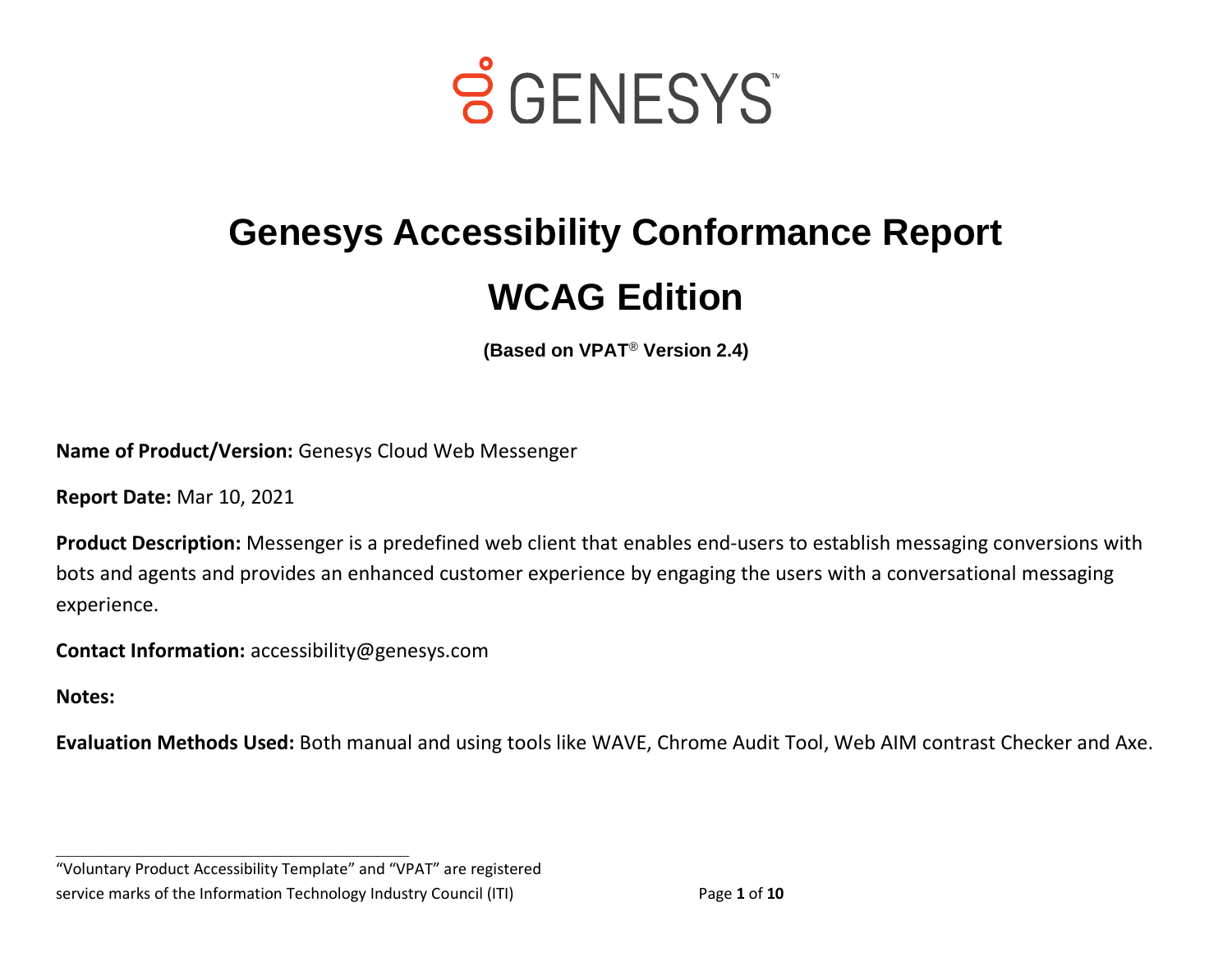# Genesys Accessibility Conformance Report

# WCAG Edition

**(Based on VPAT® Version 2.4)**

**Name of Product/Version:** Genesys Cloud Web Messenger

**Report Date:** Mar 10, 2021

**Product Description:** Messenger is a predefined web client that enables end-users to establish messaging conversions with bots and agents and provides an enhanced customer experience by engaging the users with a conversational messaging experience.

**Contact Information:** accessibility@genesys.com

**Notes:**

**Evaluation Methods Used:** Both manual and using tools like WAVE, Chrome Audit Tool, Web AIM contrast Checker and Axe.

---

"Voluntary Product Accessibility Template" and "VPAT" are registered service marks of the Information Technology Industry Council (ITI)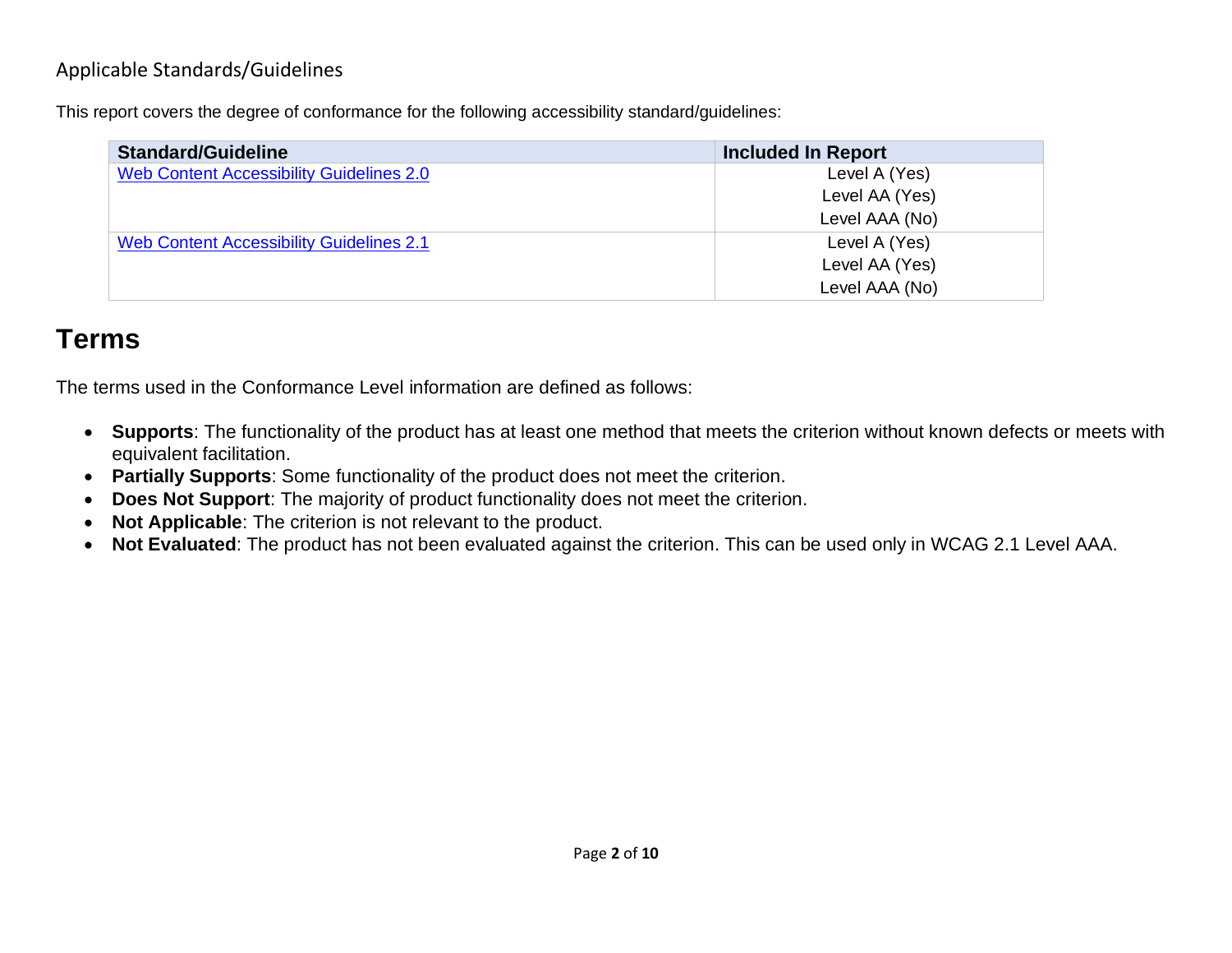## Applicable Standards/Guidelines

This report covers the degree of conformance for the following accessibility standard/guidelines:

| Standard/Guideline | Included In Report |
| --- | --- |
| [Web Content Accessibility Guidelines 2.0]() | Level A (Yes)<br>Level AA (Yes)<br>Level AAA (No) |
| [Web Content Accessibility Guidelines 2.1]() | Level A (Yes)<br>Level AA (Yes)<br>Level AAA (No) |

# Terms

The terms used in the Conformance Level information are defined as follows:

- **Supports**: The functionality of the product has at least one method that meets the criterion without known defects or meets with equivalent facilitation.
- **Partially Supports**: Some functionality of the product does not meet the criterion.
- **Does Not Support**: The majority of product functionality does not meet the criterion.
- **Not Applicable**: The criterion is not relevant to the product.
- **Not Evaluated**: The product has not been evaluated against the criterion. This can be used only in WCAG 2.1 Level AAA.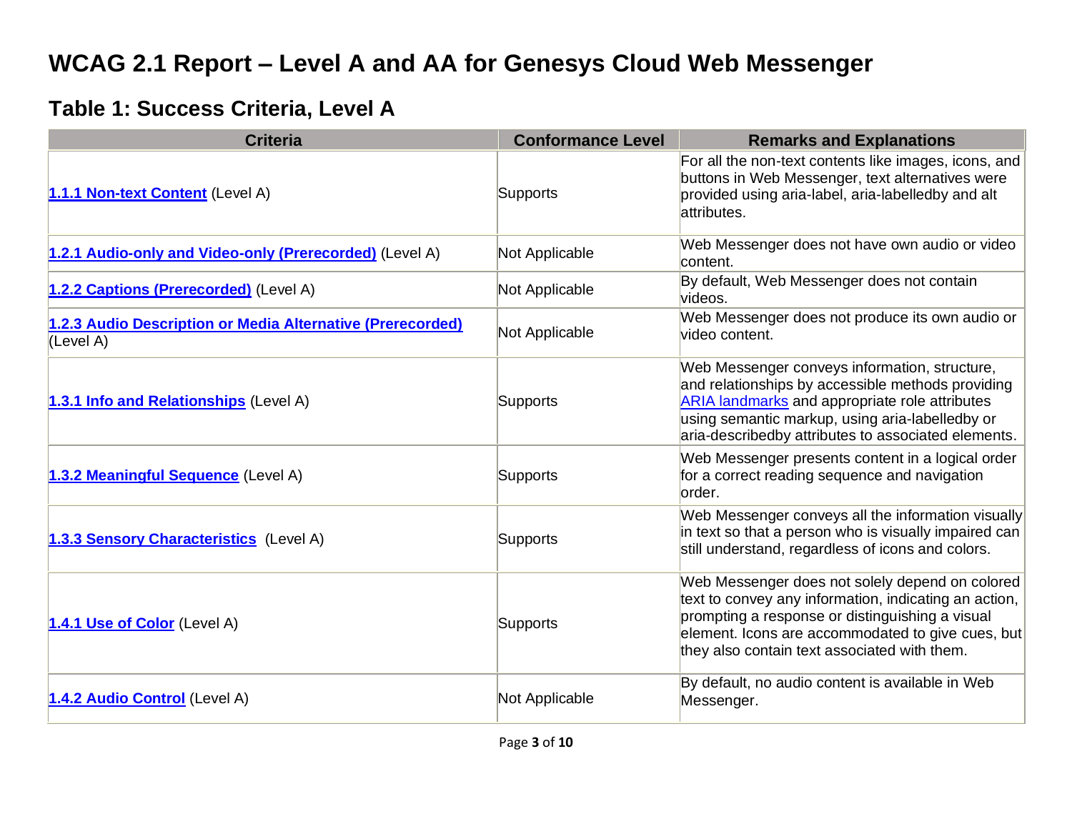# WCAG 2.1 Report – Level A and AA for Genesys Cloud Web Messenger

## Table 1: Success Criteria, Level A

| Criteria | Conformance Level | Remarks and Explanations |
| --- | --- | --- |
| **1.1.1 Non-text Content** (Level A) | Supports | For all the non-text contents like images, icons, and buttons in Web Messenger, text alternatives were provided using aria-label, aria-labelledby and alt attributes. |
| **1.2.1 Audio-only and Video-only (Prerecorded)** (Level A) | Not Applicable | Web Messenger does not have own audio or video content. |
| **1.2.2 Captions (Prerecorded)** (Level A) | Not Applicable | By default, Web Messenger does not contain videos. |
| **1.2.3 Audio Description or Media Alternative (Prerecorded)** (Level A) | Not Applicable | Web Messenger does not produce its own audio or video content. |
| **1.3.1 Info and Relationships** (Level A) | Supports | Web Messenger conveys information, structure, and relationships by accessible methods providing ARIA landmarks and appropriate role attributes using semantic markup, using aria-labelledby or aria-describedby attributes to associated elements. |
| **1.3.2 Meaningful Sequence** (Level A) | Supports | Web Messenger presents content in a logical order for a correct reading sequence and navigation order. |
| **1.3.3 Sensory Characteristics** (Level A) | Supports | Web Messenger conveys all the information visually in text so that a person who is visually impaired can still understand, regardless of icons and colors. |
| **1.4.1 Use of Color** (Level A) | Supports | Web Messenger does not solely depend on colored text to convey any information, indicating an action, prompting a response or distinguishing a visual element. Icons are accommodated to give cues, but they also contain text associated with them. |
| **1.4.2 Audio Control** (Level A) | Not Applicable | By default, no audio content is available in Web Messenger. |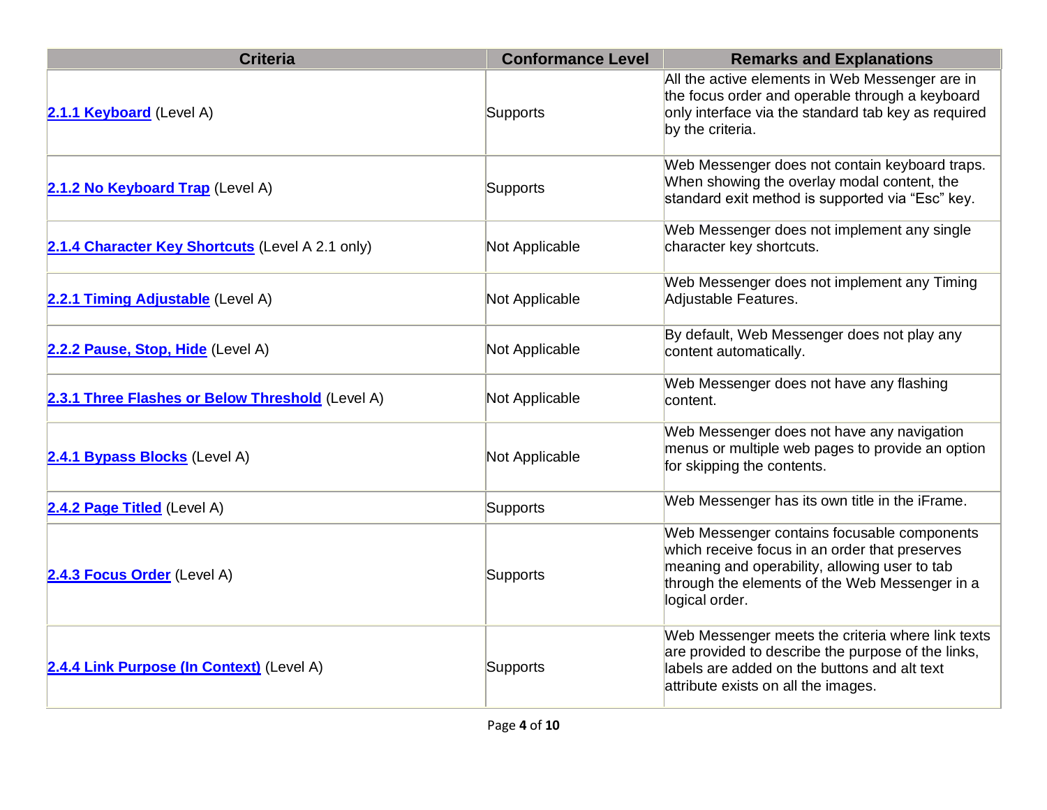| Criteria | Conformance Level | Remarks and Explanations |
| --- | --- | --- |
| **2.1.1 Keyboard** (Level A) | Supports | All the active elements in Web Messenger are in the focus order and operable through a keyboard only interface via the standard tab key as required by the criteria. |
| **2.1.2 No Keyboard Trap** (Level A) | Supports | Web Messenger does not contain keyboard traps. When showing the overlay modal content, the standard exit method is supported via “Esc” key. |
| **2.1.4 Character Key Shortcuts** (Level A 2.1 only) | Not Applicable | Web Messenger does not implement any single character key shortcuts. |
| **2.2.1 Timing Adjustable** (Level A) | Not Applicable | Web Messenger does not implement any Timing Adjustable Features. |
| **2.2.2 Pause, Stop, Hide** (Level A) | Not Applicable | By default, Web Messenger does not play any content automatically. |
| **2.3.1 Three Flashes or Below Threshold** (Level A) | Not Applicable | Web Messenger does not have any flashing content. |
| **2.4.1 Bypass Blocks** (Level A) | Not Applicable | Web Messenger does not have any navigation menus or multiple web pages to provide an option for skipping the contents. |
| **2.4.2 Page Titled** (Level A) | Supports | Web Messenger has its own title in the iFrame. |
| **2.4.3 Focus Order** (Level A) | Supports | Web Messenger contains focusable components which receive focus in an order that preserves meaning and operability, allowing user to tab through the elements of the Web Messenger in a logical order. |
| **2.4.4 Link Purpose (In Context)** (Level A) | Supports | Web Messenger meets the criteria where link texts are provided to describe the purpose of the links, labels are added on the buttons and alt text attribute exists on all the images. |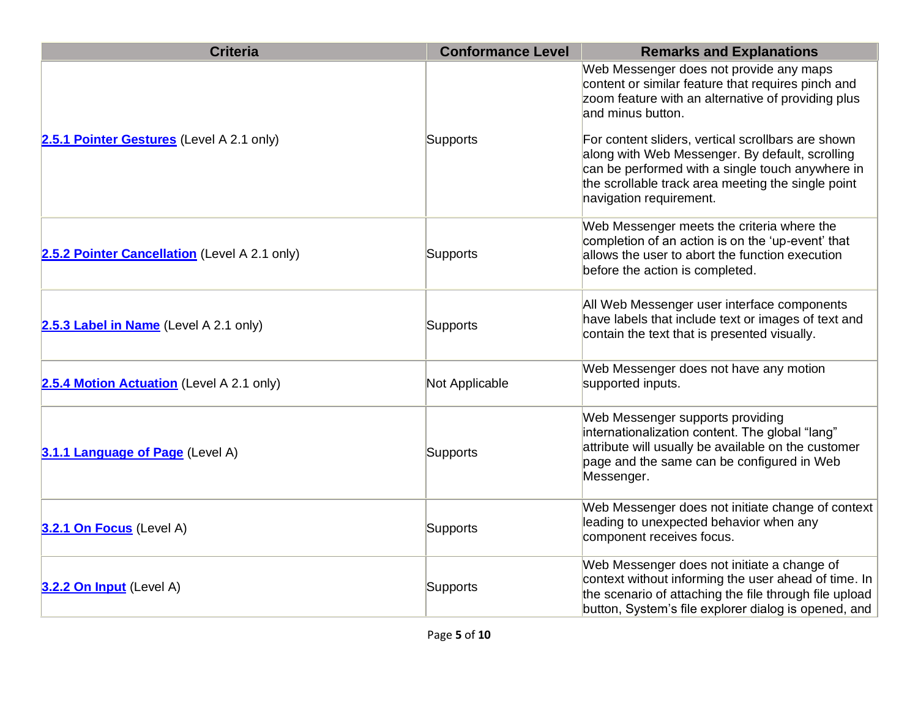| Criteria | Conformance Level | Remarks and Explanations |
| --- | --- | --- |
| **2.5.1 Pointer Gestures** (Level A 2.1 only) | Supports | Web Messenger does not provide any maps content or similar feature that requires pinch and zoom feature with an alternative of providing plus and minus button.<br><br>For content sliders, vertical scrollbars are shown along with Web Messenger. By default, scrolling can be performed with a single touch anywhere in the scrollable track area meeting the single point navigation requirement. |
| **2.5.2 Pointer Cancellation** (Level A 2.1 only) | Supports | Web Messenger meets the criteria where the completion of an action is on the 'up-event' that allows the user to abort the function execution before the action is completed. |
| **2.5.3 Label in Name** (Level A 2.1 only) | Supports | All Web Messenger user interface components have labels that include text or images of text and contain the text that is presented visually. |
| **2.5.4 Motion Actuation** (Level A 2.1 only) | Not Applicable | Web Messenger does not have any motion supported inputs. |
| **3.1.1 Language of Page** (Level A) | Supports | Web Messenger supports providing internationalization content. The global "lang" attribute will usually be available on the customer page and the same can be configured in Web Messenger. |
| **3.2.1 On Focus** (Level A) | Supports | Web Messenger does not initiate change of context leading to unexpected behavior when any component receives focus. |
| **3.2.2 On Input** (Level A) | Supports | Web Messenger does not initiate a change of context without informing the user ahead of time. In the scenario of attaching the file through file upload button, System's file explorer dialog is opened, and |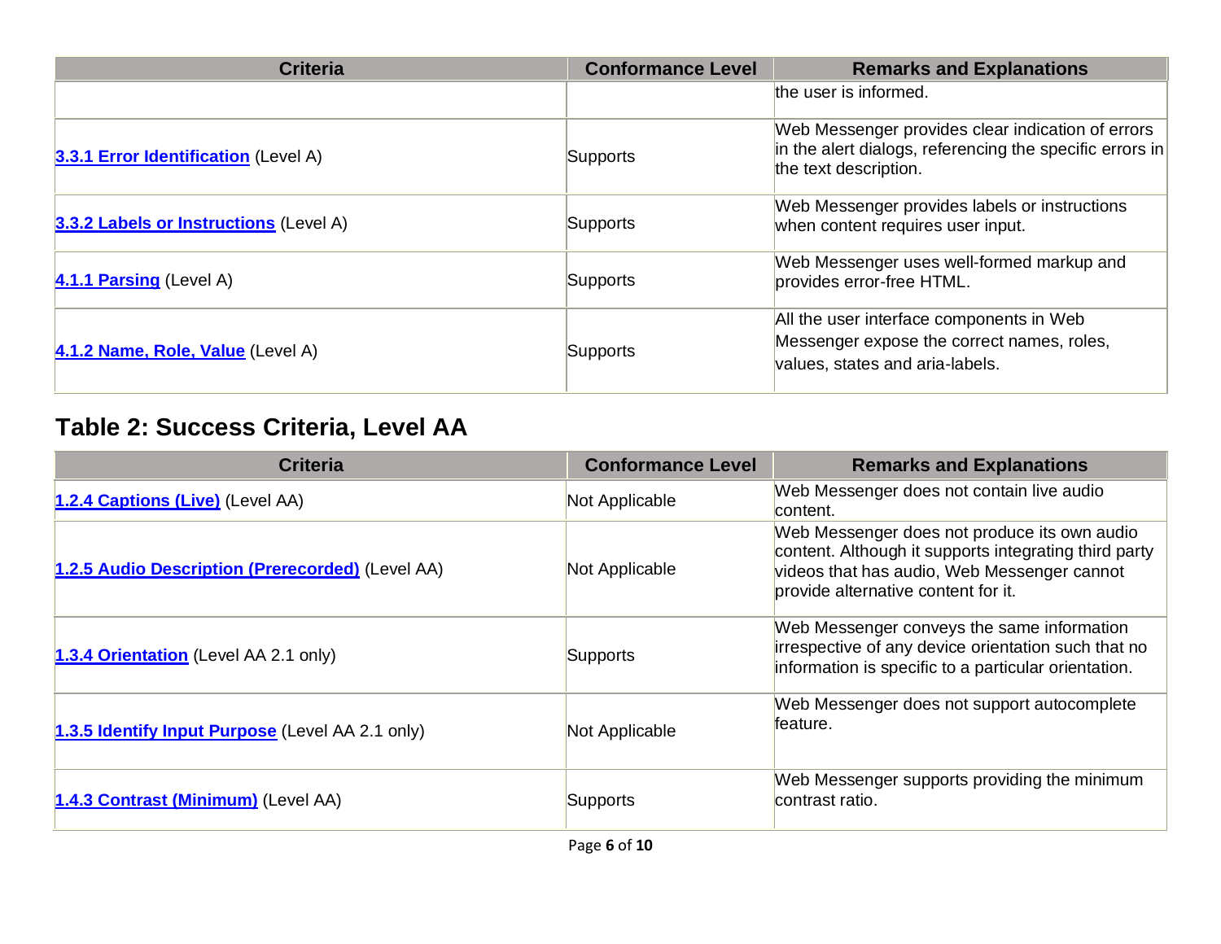| Criteria | Conformance Level | Remarks and Explanations |
| --- | --- | --- |
| | | the user is informed. |
| **[3.3.1 Error Identification](#)** (Level A) | Supports | Web Messenger provides clear indication of errors in the alert dialogs, referencing the specific errors in the text description. |
| **[3.3.2 Labels or Instructions](#)** (Level A) | Supports | Web Messenger provides labels or instructions when content requires user input. |
| **[4.1.1 Parsing](#)** (Level A) | Supports | Web Messenger uses well-formed markup and provides error-free HTML. |
| **[4.1.2 Name, Role, Value](#)** (Level A) | Supports | All the user interface components in Web Messenger expose the correct names, roles, values, states and aria-labels. |

## Table 2: Success Criteria, Level AA

| Criteria | Conformance Level | Remarks and Explanations |
| --- | --- | --- |
| **[1.2.4 Captions (Live)](#)** (Level AA) | Not Applicable | Web Messenger does not contain live audio content. |
| **[1.2.5 Audio Description (Prerecorded)](#)** (Level AA) | Not Applicable | Web Messenger does not produce its own audio content. Although it supports integrating third party videos that has audio, Web Messenger cannot provide alternative content for it. |
| **[1.3.4 Orientation](#)** (Level AA 2.1 only) | Supports | Web Messenger conveys the same information irrespective of any device orientation such that no information is specific to a particular orientation. |
| **[1.3.5 Identify Input Purpose](#)** (Level AA 2.1 only) | Not Applicable | Web Messenger does not support autocomplete feature. |
| **[1.4.3 Contrast (Minimum)](#)** (Level AA) | Supports | Web Messenger supports providing the minimum contrast ratio. |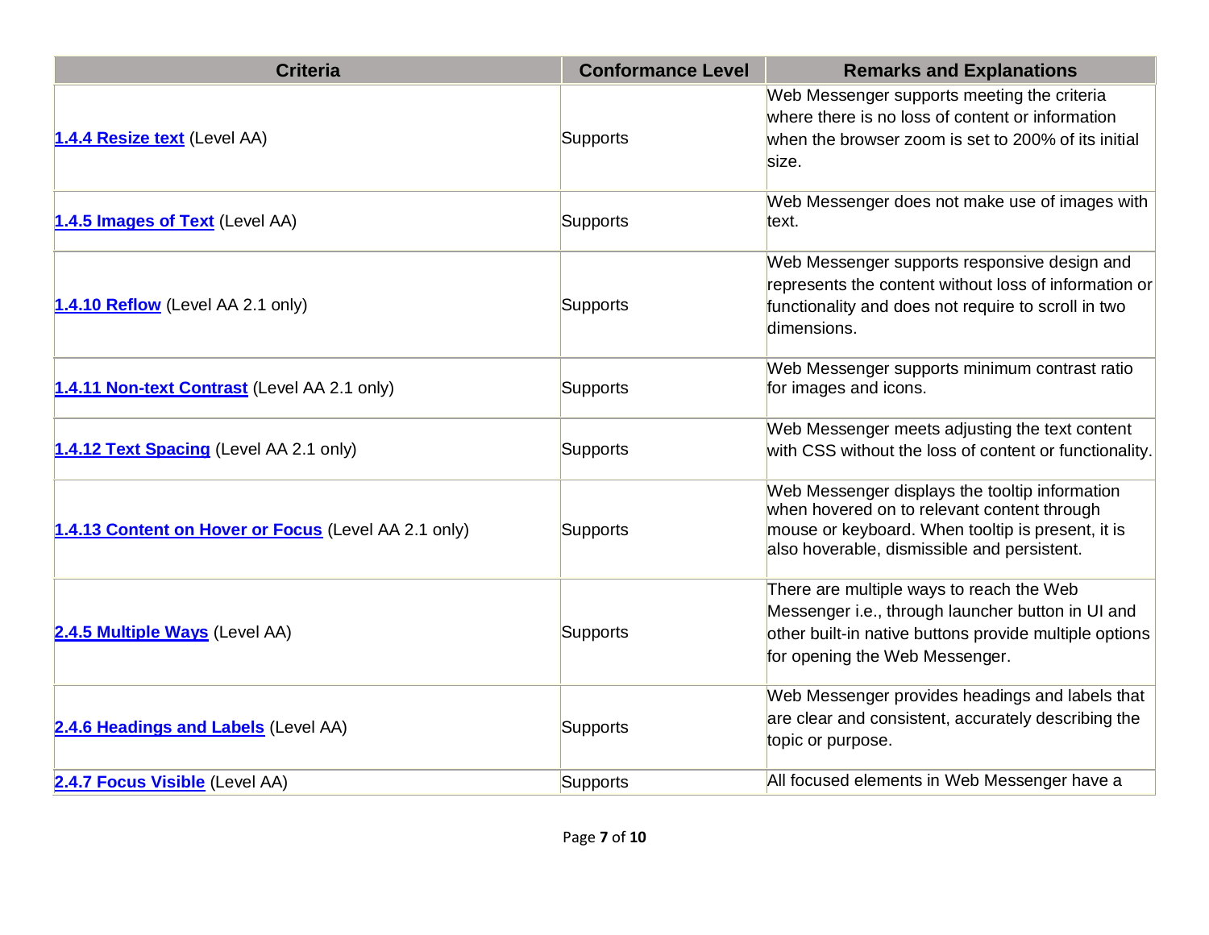| Criteria | Conformance Level | Remarks and Explanations |
|---|---|---|
| **1.4.4 Resize text** (Level AA) | Supports | Web Messenger supports meeting the criteria where there is no loss of content or information when the browser zoom is set to 200% of its initial size. |
| **1.4.5 Images of Text** (Level AA) | Supports | Web Messenger does not make use of images with text. |
| **1.4.10 Reflow** (Level AA 2.1 only) | Supports | Web Messenger supports responsive design and represents the content without loss of information or functionality and does not require to scroll in two dimensions. |
| **1.4.11 Non-text Contrast** (Level AA 2.1 only) | Supports | Web Messenger supports minimum contrast ratio for images and icons. |
| **1.4.12 Text Spacing** (Level AA 2.1 only) | Supports | Web Messenger meets adjusting the text content with CSS without the loss of content or functionality. |
| **1.4.13 Content on Hover or Focus** (Level AA 2.1 only) | Supports | Web Messenger displays the tooltip information when hovered on to relevant content through mouse or keyboard. When tooltip is present, it is also hoverable, dismissible and persistent. |
| **2.4.5 Multiple Ways** (Level AA) | Supports | There are multiple ways to reach the Web Messenger i.e., through launcher button in UI and other built-in native buttons provide multiple options for opening the Web Messenger. |
| **2.4.6 Headings and Labels** (Level AA) | Supports | Web Messenger provides headings and labels that are clear and consistent, accurately describing the topic or purpose. |
| **2.4.7 Focus Visible** (Level AA) | Supports | All focused elements in Web Messenger have a |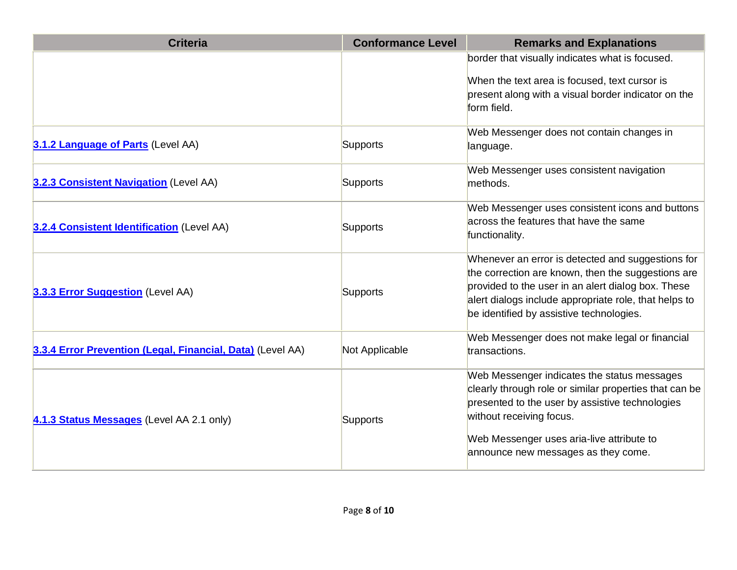| Criteria | Conformance Level | Remarks and Explanations |
|---|---|---|
| | | border that visually indicates what is focused.<br><br>When the text area is focused, text cursor is present along with a visual border indicator on the form field. |
| **3.1.2 Language of Parts** (Level AA) | Supports | Web Messenger does not contain changes in language. |
| **3.2.3 Consistent Navigation** (Level AA) | Supports | Web Messenger uses consistent navigation methods. |
| **3.2.4 Consistent Identification** (Level AA) | Supports | Web Messenger uses consistent icons and buttons across the features that have the same functionality. |
| **3.3.3 Error Suggestion** (Level AA) | Supports | Whenever an error is detected and suggestions for the correction are known, then the suggestions are provided to the user in an alert dialog box. These alert dialogs include appropriate role, that helps to be identified by assistive technologies. |
| **3.3.4 Error Prevention (Legal, Financial, Data)** (Level AA) | Not Applicable | Web Messenger does not make legal or financial transactions. |
| **4.1.3 Status Messages** (Level AA 2.1 only) | Supports | Web Messenger indicates the status messages clearly through role or similar properties that can be presented to the user by assistive technologies without receiving focus.<br><br>Web Messenger uses aria-live attribute to announce new messages as they come. |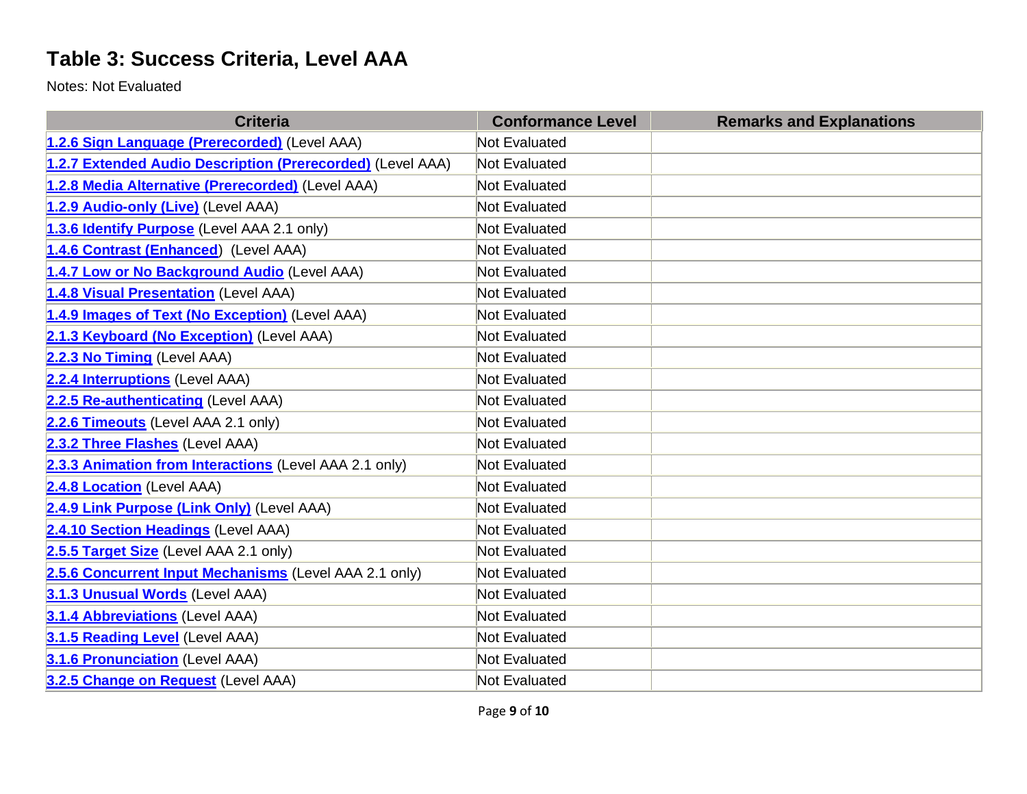## Table 3: Success Criteria, Level AAA

Notes: Not Evaluated

| Criteria | Conformance Level | Remarks and Explanations |
|---|---|---|
| **1.2.6 Sign Language (Prerecorded)** (Level AAA) | Not Evaluated | |
| **1.2.7 Extended Audio Description (Prerecorded)** (Level AAA) | Not Evaluated | |
| **1.2.8 Media Alternative (Prerecorded)** (Level AAA) | Not Evaluated | |
| **1.2.9 Audio-only (Live)** (Level AAA) | Not Evaluated | |
| **1.3.6 Identify Purpose** (Level AAA 2.1 only) | Not Evaluated | |
| **1.4.6 Contrast (Enhanced)** (Level AAA) | Not Evaluated | |
| **1.4.7 Low or No Background Audio** (Level AAA) | Not Evaluated | |
| **1.4.8 Visual Presentation** (Level AAA) | Not Evaluated | |
| **1.4.9 Images of Text (No Exception)** (Level AAA) | Not Evaluated | |
| **2.1.3 Keyboard (No Exception)** (Level AAA) | Not Evaluated | |
| **2.2.3 No Timing** (Level AAA) | Not Evaluated | |
| **2.2.4 Interruptions** (Level AAA) | Not Evaluated | |
| **2.2.5 Re-authenticating** (Level AAA) | Not Evaluated | |
| **2.2.6 Timeouts** (Level AAA 2.1 only) | Not Evaluated | |
| **2.3.2 Three Flashes** (Level AAA) | Not Evaluated | |
| **2.3.3 Animation from Interactions** (Level AAA 2.1 only) | Not Evaluated | |
| **2.4.8 Location** (Level AAA) | Not Evaluated | |
| **2.4.9 Link Purpose (Link Only)** (Level AAA) | Not Evaluated | |
| **2.4.10 Section Headings** (Level AAA) | Not Evaluated | |
| **2.5.5 Target Size** (Level AAA 2.1 only) | Not Evaluated | |
| **2.5.6 Concurrent Input Mechanisms** (Level AAA 2.1 only) | Not Evaluated | |
| **3.1.3 Unusual Words** (Level AAA) | Not Evaluated | |
| **3.1.4 Abbreviations** (Level AAA) | Not Evaluated | |
| **3.1.5 Reading Level** (Level AAA) | Not Evaluated | |
| **3.1.6 Pronunciation** (Level AAA) | Not Evaluated | |
| **3.2.5 Change on Request** (Level AAA) | Not Evaluated | |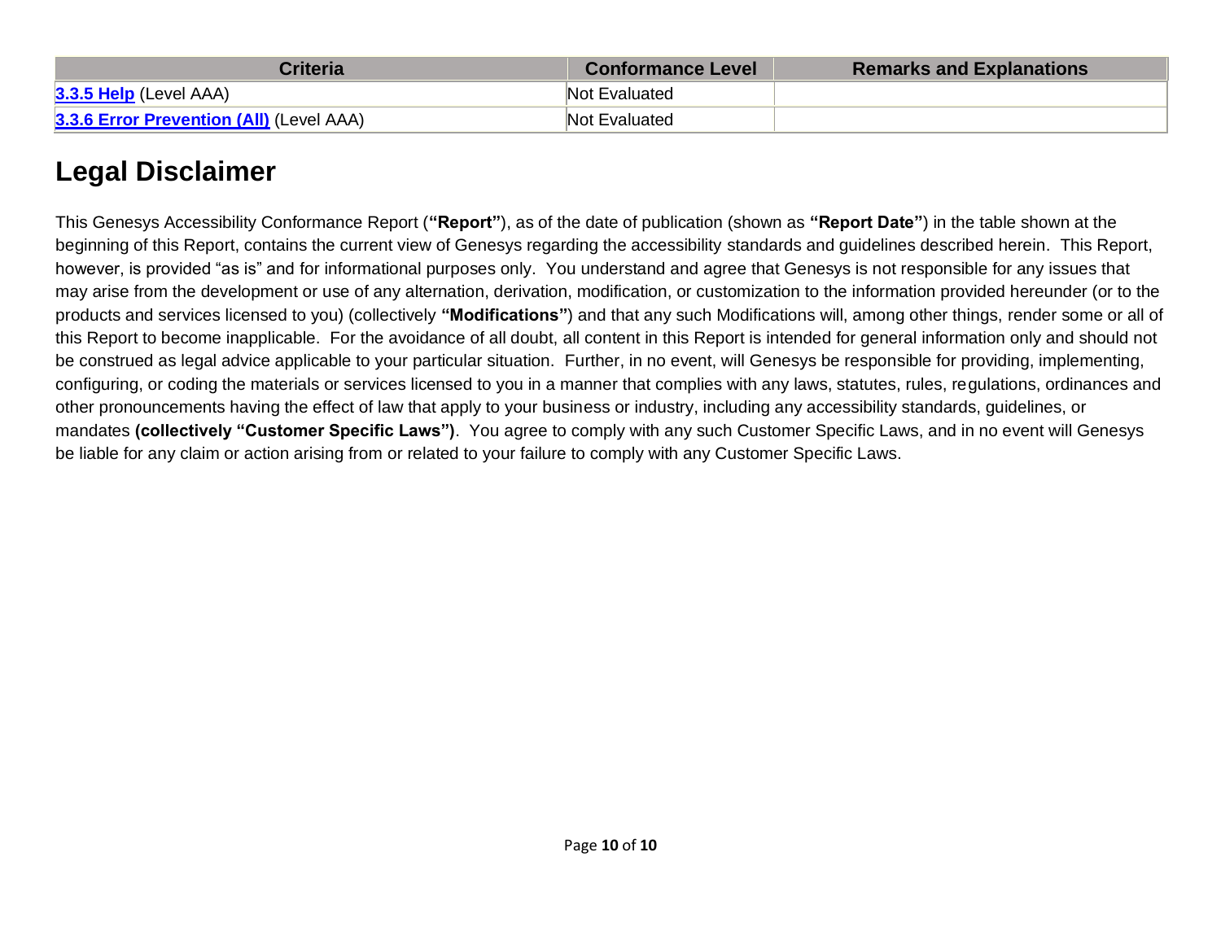| Criteria | Conformance Level | Remarks and Explanations |
| --- | --- | --- |
| **3.3.5 Help** (Level AAA) | Not Evaluated | |
| **3.3.6 Error Prevention (All)** (Level AAA) | Not Evaluated | |

## Legal Disclaimer

This Genesys Accessibility Conformance Report (**"Report"**), as of the date of publication (shown as **"Report Date"**) in the table shown at the beginning of this Report, contains the current view of Genesys regarding the accessibility standards and guidelines described herein. This Report, however, is provided "as is" and for informational purposes only. You understand and agree that Genesys is not responsible for any issues that may arise from the development or use of any alternation, derivation, modification, or customization to the information provided hereunder (or to the products and services licensed to you) (collectively **"Modifications"**) and that any such Modifications will, among other things, render some or all of this Report to become inapplicable. For the avoidance of all doubt, all content in this Report is intended for general information only and should not be construed as legal advice applicable to your particular situation. Further, in no event, will Genesys be responsible for providing, implementing, configuring, or coding the materials or services licensed to you in a manner that complies with any laws, statutes, rules, regulations, ordinances and other pronouncements having the effect of law that apply to your business or industry, including any accessibility standards, guidelines, or mandates **(collectively "Customer Specific Laws")**. You agree to comply with any such Customer Specific Laws, and in no event will Genesys be liable for any claim or action arising from or related to your failure to comply with any Customer Specific Laws.